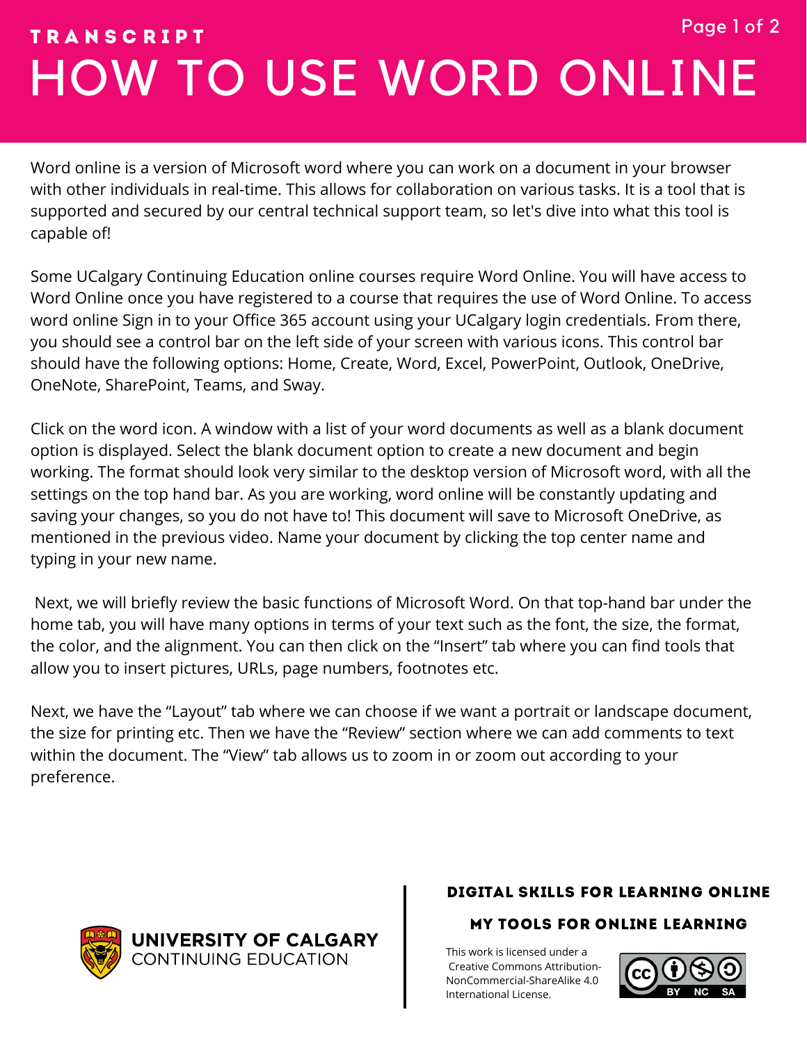TRANSCRIPT

# HOW TO USE WORD ONLINE

Word online is a version of Microsoft word where you can work on a document in your browser with other individuals in real-time. This allows for collaboration on various tasks. It is a tool that is supported and secured by our central technical support team, so let's dive into what this tool is capable of!

Some UCalgary Continuing Education online courses require Word Online. You will have access to Word Online once you have registered to a course that requires the use of Word Online. To access word online Sign in to your Office 365 account using your UCalgary login credentials. From there, you should see a control bar on the left side of your screen with various icons. This control bar should have the following options: Home, Create, Word, Excel, PowerPoint, Outlook, OneDrive, OneNote, SharePoint, Teams, and Sway.

Click on the word icon. A window with a list of your word documents as well as a blank document option is displayed. Select the blank document option to create a new document and begin working. The format should look very similar to the desktop version of Microsoft word, with all the settings on the top hand bar. As you are working, word online will be constantly updating and saving your changes, so you do not have to! This document will save to Microsoft OneDrive, as mentioned in the previous video. Name your document by clicking the top center name and typing in your new name.

Next, we will briefly review the basic functions of Microsoft Word. On that top-hand bar under the home tab, you will have many options in terms of your text such as the font, the size, the format, the color, and the alignment. You can then click on the “Insert” tab where you can find tools that allow you to insert pictures, URLs, page numbers, footnotes etc.

Next, we have the “Layout” tab where we can choose if we want a portrait or landscape document, the size for printing etc. Then we have the “Review” section where we can add comments to text within the document. The “View” tab allows us to zoom in or zoom out according to your preference.

UNIVERSITY OF CALGARY
CONTINUING EDUCATION

**DIGITAL SKILLS FOR LEARNING ONLINE**

**MY TOOLS FOR ONLINE LEARNING**

This work is licensed under a Creative Commons Attribution-NonCommercial-ShareAlike 4.0 International License.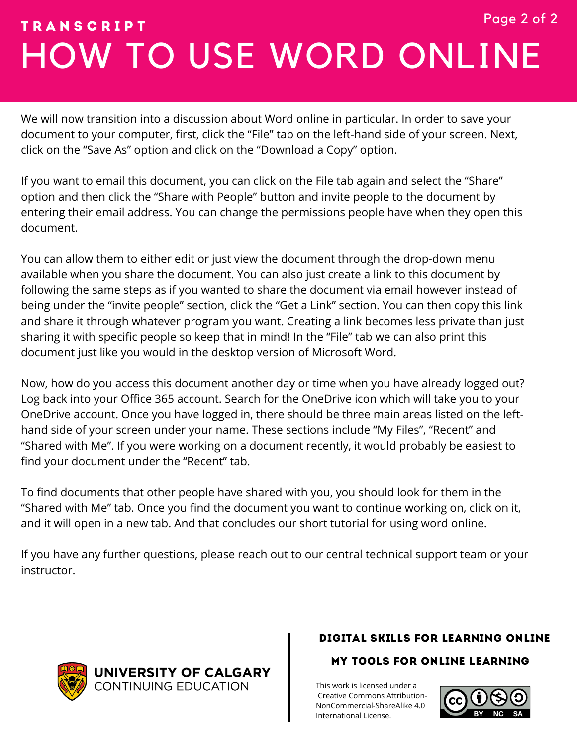TRANSCRIPT

# HOW TO USE WORD ONLINE

We will now transition into a discussion about Word online in particular. In order to save your document to your computer, first, click the “File” tab on the left-hand side of your screen. Next, click on the “Save As” option and click on the “Download a Copy” option.

If you want to email this document, you can click on the File tab again and select the “Share” option and then click the “Share with People” button and invite people to the document by entering their email address. You can change the permissions people have when they open this document.

You can allow them to either edit or just view the document through the drop-down menu available when you share the document. You can also just create a link to this document by following the same steps as if you wanted to share the document via email however instead of being under the “invite people” section, click the “Get a Link” section. You can then copy this link and share it through whatever program you want. Creating a link becomes less private than just sharing it with specific people so keep that in mind! In the “File” tab we can also print this document just like you would in the desktop version of Microsoft Word.

Now, how do you access this document another day or time when you have already logged out? Log back into your Office 365 account. Search for the OneDrive icon which will take you to your OneDrive account. Once you have logged in, there should be three main areas listed on the left-hand side of your screen under your name. These sections include “My Files”, “Recent” and “Shared with Me”. If you were working on a document recently, it would probably be easiest to find your document under the “Recent” tab.

To find documents that other people have shared with you, you should look for them in the “Shared with Me” tab. Once you find the document you want to continue working on, click on it, and it will open in a new tab. And that concludes our short tutorial for using word online.

If you have any further questions, please reach out to our central technical support team or your instructor.

UNIVERSITY OF CALGARY
CONTINUING EDUCATION

**DIGITAL SKILLS FOR LEARNING ONLINE**

**MY TOOLS FOR ONLINE LEARNING**

This work is licensed under a Creative Commons Attribution-NonCommercial-ShareAlike 4.0 International License.